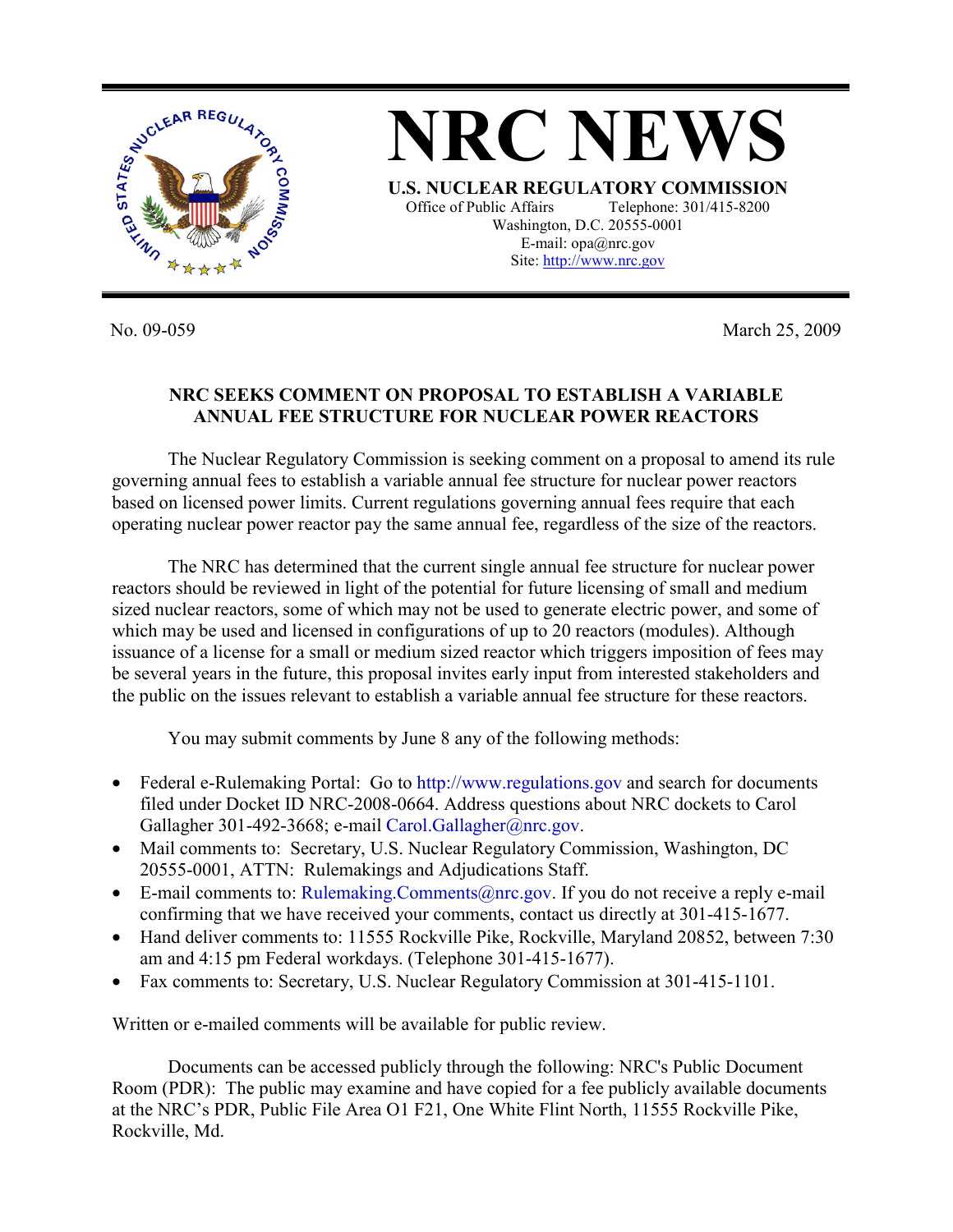# NRC NEWS

**U.S. NUCLEAR REGULATORY COMMISSION**

Office of Public Affairs Telephone: 301/415-8200
Washington, D.C. 20555-0001
E-mail: opa@nrc.gov
Site: http://www.nrc.gov

No. 09-059 March 25, 2009

## NRC SEEKS COMMENT ON PROPOSAL TO ESTABLISH A VARIABLE ANNUAL FEE STRUCTURE FOR NUCLEAR POWER REACTORS

The Nuclear Regulatory Commission is seeking comment on a proposal to amend its rule governing annual fees to establish a variable annual fee structure for nuclear power reactors based on licensed power limits. Current regulations governing annual fees require that each operating nuclear power reactor pay the same annual fee, regardless of the size of the reactors.

The NRC has determined that the current single annual fee structure for nuclear power reactors should be reviewed in light of the potential for future licensing of small and medium sized nuclear reactors, some of which may not be used to generate electric power, and some of which may be used and licensed in configurations of up to 20 reactors (modules). Although issuance of a license for a small or medium sized reactor which triggers imposition of fees may be several years in the future, this proposal invites early input from interested stakeholders and the public on the issues relevant to establish a variable annual fee structure for these reactors.

You may submit comments by June 8 any of the following methods:

- Federal e-Rulemaking Portal: Go to http://www.regulations.gov and search for documents filed under Docket ID NRC-2008-0664. Address questions about NRC dockets to Carol Gallagher 301-492-3668; e-mail Carol.Gallagher@nrc.gov.
- Mail comments to: Secretary, U.S. Nuclear Regulatory Commission, Washington, DC 20555-0001, ATTN: Rulemakings and Adjudications Staff.
- E-mail comments to: Rulemaking.Comments@nrc.gov. If you do not receive a reply e-mail confirming that we have received your comments, contact us directly at 301-415-1677.
- Hand deliver comments to: 11555 Rockville Pike, Rockville, Maryland 20852, between 7:30 am and 4:15 pm Federal workdays. (Telephone 301-415-1677).
- Fax comments to: Secretary, U.S. Nuclear Regulatory Commission at 301-415-1101.

Written or e-mailed comments will be available for public review.

Documents can be accessed publicly through the following: NRC's Public Document Room (PDR): The public may examine and have copied for a fee publicly available documents at the NRC's PDR, Public File Area O1 F21, One White Flint North, 11555 Rockville Pike, Rockville, Md.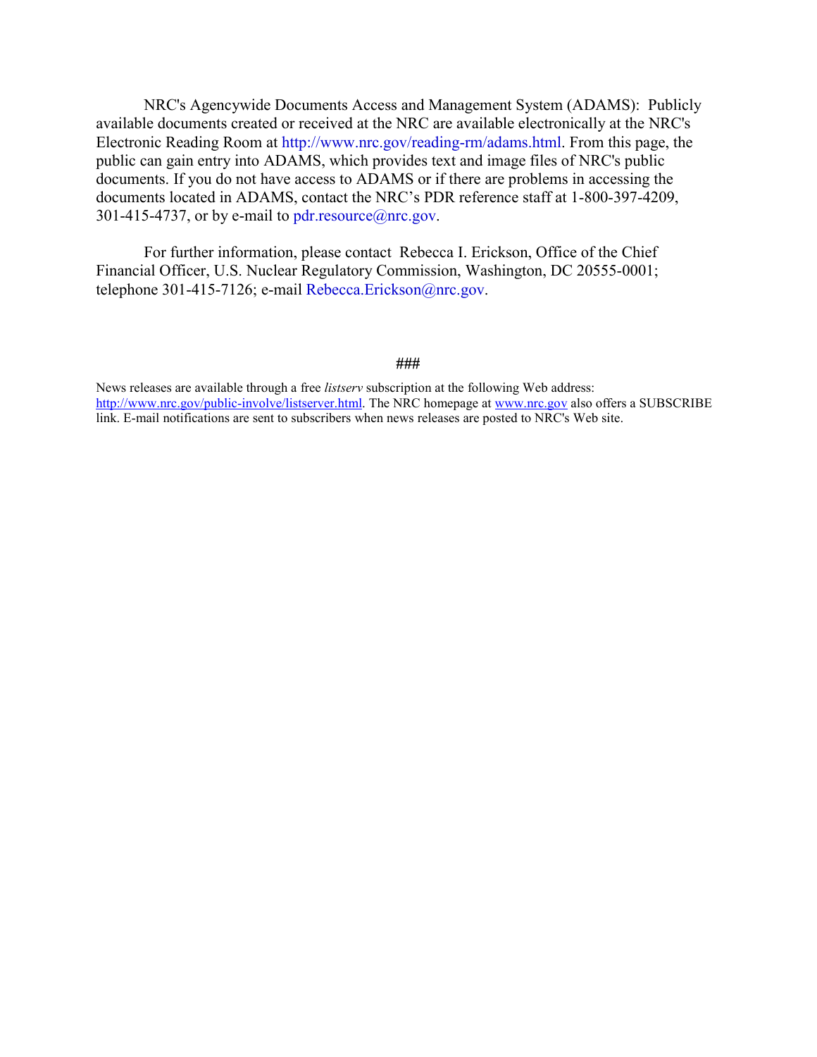NRC's Agencywide Documents Access and Management System (ADAMS): Publicly available documents created or received at the NRC are available electronically at the NRC's Electronic Reading Room at http://www.nrc.gov/reading-rm/adams.html. From this page, the public can gain entry into ADAMS, which provides text and image files of NRC's public documents. If you do not have access to ADAMS or if there are problems in accessing the documents located in ADAMS, contact the NRC's PDR reference staff at 1-800-397-4209, 301-415-4737, or by e-mail to pdr.resource@nrc.gov.

For further information, please contact Rebecca I. Erickson, Office of the Chief Financial Officer, U.S. Nuclear Regulatory Commission, Washington, DC 20555-0001; telephone 301-415-7126; e-mail Rebecca.Erickson@nrc.gov.

###

News releases are available through a free *listserv* subscription at the following Web address: http://www.nrc.gov/public-involve/listserver.html. The NRC homepage at www.nrc.gov also offers a SUBSCRIBE link. E-mail notifications are sent to subscribers when news releases are posted to NRC's Web site.